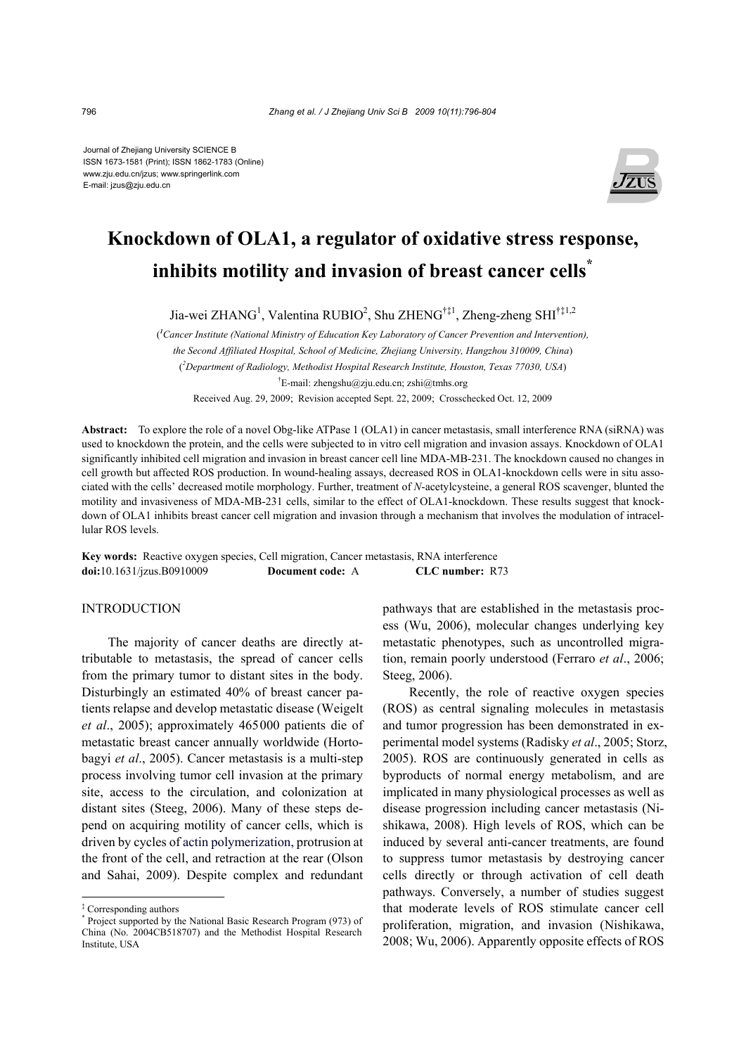Journal of Zhejiang University SCIENCE B
ISSN 1673-1581 (Print); ISSN 1862-1783 (Online)
www.zju.edu.cn/jzus; www.springerlink.com
E-mail: jzus@zju.edu.cn

# Knockdown of OLA1, a regulator of oxidative stress response, inhibits motility and invasion of breast cancer cells*

Jia-wei ZHANG[1], Valentina RUBIO[2], Shu ZHENG[†‡1], Zheng-zheng SHI[†‡1,2]

([1]*Cancer Institute (National Ministry of Education Key Laboratory of Cancer Prevention and Intervention), the Second Affiliated Hospital, School of Medicine, Zhejiang University, Hangzhou 310009, China*)

([2]*Department of Radiology, Methodist Hospital Research Institute, Houston, Texas 77030, USA*)

[†]E-mail: zhengshu@zju.edu.cn; zshi@tmhs.org

Received Aug. 29, 2009; Revision accepted Sept. 22, 2009; Crosschecked Oct. 12, 2009

**Abstract:** To explore the role of a novel Obg-like ATPase 1 (OLA1) in cancer metastasis, small interference RNA (siRNA) was used to knockdown the protein, and the cells were subjected to in vitro cell migration and invasion assays. Knockdown of OLA1 significantly inhibited cell migration and invasion in breast cancer cell line MDA-MB-231. The knockdown caused no changes in cell growth but affected ROS production. In wound-healing assays, decreased ROS in OLA1-knockdown cells were in situ associated with the cells' decreased motile morphology. Further, treatment of *N*-acetylcysteine, a general ROS scavenger, blunted the motility and invasiveness of MDA-MB-231 cells, similar to the effect of OLA1-knockdown. These results suggest that knockdown of OLA1 inhibits breast cancer cell migration and invasion through a mechanism that involves the modulation of intracellular ROS levels.

**Key words:** Reactive oxygen species, Cell migration, Cancer metastasis, RNA interference
**doi:**10.1631/jzus.B0910009 **Document code:** A **CLC number:** R73

## INTRODUCTION

The majority of cancer deaths are directly attributable to metastasis, the spread of cancer cells from the primary tumor to distant sites in the body. Disturbingly an estimated 40% of breast cancer patients relapse and develop metastatic disease (Weigelt *et al*., 2005); approximately 465000 patients die of metastatic breast cancer annually worldwide (Hortobagyi *et al*., 2005). Cancer metastasis is a multi-step process involving tumor cell invasion at the primary site, access to the circulation, and colonization at distant sites (Steeg, 2006). Many of these steps depend on acquiring motility of cancer cells, which is driven by cycles of actin polymerization, protrusion at the front of the cell, and retraction at the rear (Olson and Sahai, 2009). Despite complex and redundant pathways that are established in the metastasis process (Wu, 2006), molecular changes underlying key metastatic phenotypes, such as uncontrolled migration, remain poorly understood (Ferraro *et al*., 2006; Steeg, 2006).

Recently, the role of reactive oxygen species (ROS) as central signaling molecules in metastasis and tumor progression has been demonstrated in experimental model systems (Radisky *et al*., 2005; Storz, 2005). ROS are continuously generated in cells as byproducts of normal energy metabolism, and are implicated in many physiological processes as well as disease progression including cancer metastasis (Nishikawa, 2008). High levels of ROS, which can be induced by several anti-cancer treatments, are found to suppress tumor metastasis by destroying cancer cells directly or through activation of cell death pathways. Conversely, a number of studies suggest that moderate levels of ROS stimulate cancer cell proliferation, migration, and invasion (Nishikawa, 2008; Wu, 2006). Apparently opposite effects of ROS

---

‡ Corresponding authors
\* Project supported by the National Basic Research Program (973) of China (No. 2004CB518707) and the Methodist Hospital Research Institute, USA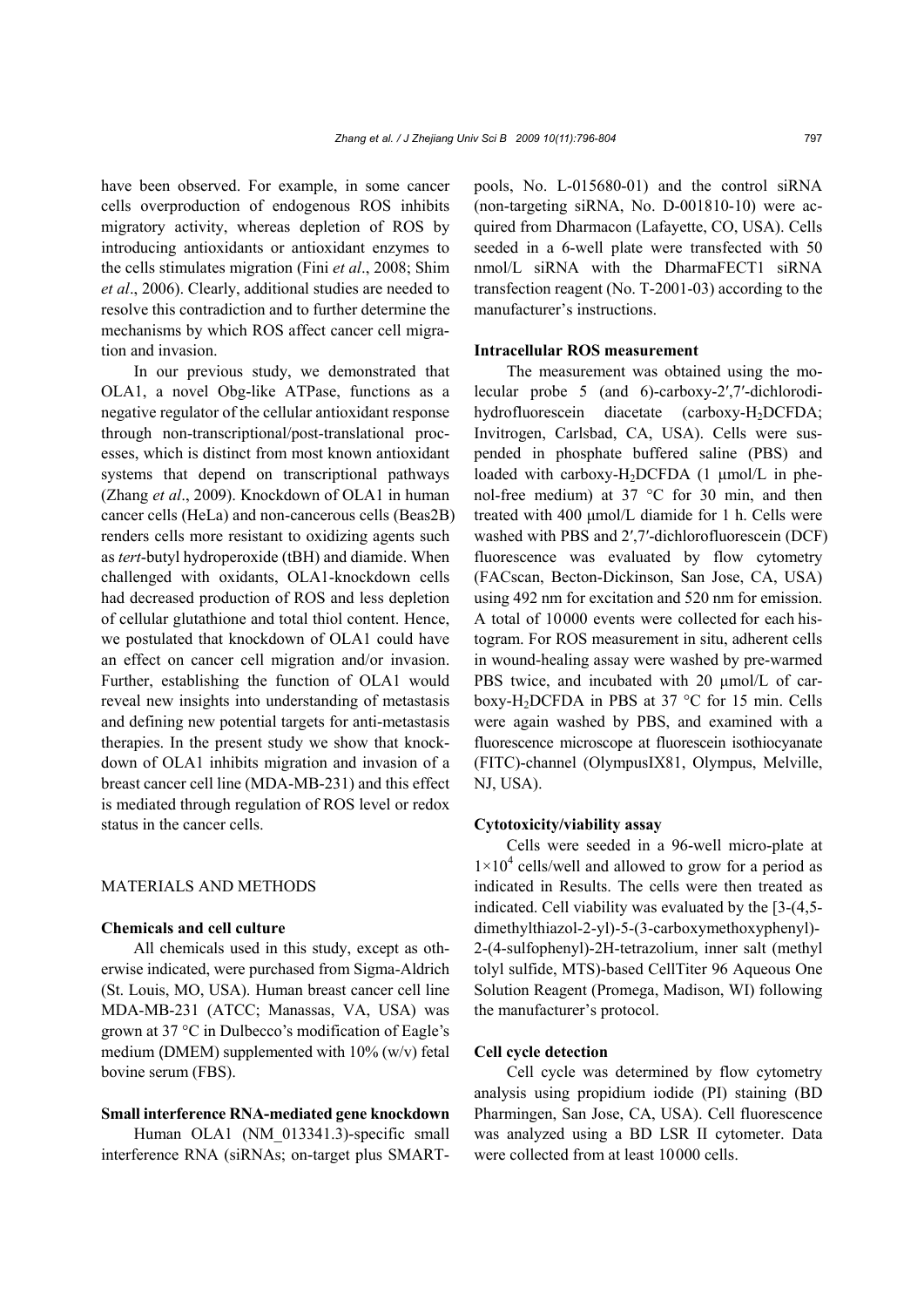have been observed. For example, in some cancer cells overproduction of endogenous ROS inhibits migratory activity, whereas depletion of ROS by introducing antioxidants or antioxidant enzymes to the cells stimulates migration (Fini *et al*., 2008; Shim *et al*., 2006). Clearly, additional studies are needed to resolve this contradiction and to further determine the mechanisms by which ROS affect cancer cell migration and invasion.

In our previous study, we demonstrated that OLA1, a novel Obg-like ATPase, functions as a negative regulator of the cellular antioxidant response through non-transcriptional/post-translational processes, which is distinct from most known antioxidant systems that depend on transcriptional pathways (Zhang *et al*., 2009). Knockdown of OLA1 in human cancer cells (HeLa) and non-cancerous cells (Beas2B) renders cells more resistant to oxidizing agents such as *tert*-butyl hydroperoxide (tBH) and diamide. When challenged with oxidants, OLA1-knockdown cells had decreased production of ROS and less depletion of cellular glutathione and total thiol content. Hence, we postulated that knockdown of OLA1 could have an effect on cancer cell migration and/or invasion. Further, establishing the function of OLA1 would reveal new insights into understanding of metastasis and defining new potential targets for anti-metastasis therapies. In the present study we show that knockdown of OLA1 inhibits migration and invasion of a breast cancer cell line (MDA-MB-231) and this effect is mediated through regulation of ROS level or redox status in the cancer cells.

## MATERIALS AND METHODS

### Chemicals and cell culture

All chemicals used in this study, except as otherwise indicated, were purchased from Sigma-Aldrich (St. Louis, MO, USA). Human breast cancer cell line MDA-MB-231 (ATCC; Manassas, VA, USA) was grown at 37 °C in Dulbecco's modification of Eagle's medium (DMEM) supplemented with 10% (w/v) fetal bovine serum (FBS).

### Small interference RNA-mediated gene knockdown

Human OLA1 (NM_013341.3)-specific small interference RNA (siRNAs; on-target plus SMART-pools, No. L-015680-01) and the control siRNA (non-targeting siRNA, No. D-001810-10) were acquired from Dharmacon (Lafayette, CO, USA). Cells seeded in a 6-well plate were transfected with 50 nmol/L siRNA with the DharmaFECT1 siRNA transfection reagent (No. T-2001-03) according to the manufacturer's instructions.

### Intracellular ROS measurement

The measurement was obtained using the molecular probe 5 (and 6)-carboxy-2′,7′-dichlorodihydrofluorescein diacetate (carboxy-$H_2$DCFDA; Invitrogen, Carlsbad, CA, USA). Cells were suspended in phosphate buffered saline (PBS) and loaded with carboxy-$H_2$DCFDA (1 μmol/L in phenol-free medium) at 37 °C for 30 min, and then treated with 400 μmol/L diamide for 1 h. Cells were washed with PBS and 2′,7′-dichlorofluorescein (DCF) fluorescence was evaluated by flow cytometry (FACscan, Becton-Dickinson, San Jose, CA, USA) using 492 nm for excitation and 520 nm for emission. A total of 10000 events were collected for each histogram. For ROS measurement in situ, adherent cells in wound-healing assay were washed by pre-warmed PBS twice, and incubated with 20 μmol/L of carboxy-$H_2$DCFDA in PBS at 37 °C for 15 min. Cells were again washed by PBS, and examined with a fluorescence microscope at fluorescein isothiocyanate (FITC)-channel (OlympusIX81, Olympus, Melville, NJ, USA).

### Cytotoxicity/viability assay

Cells were seeded in a 96-well micro-plate at $1\times10^4$ cells/well and allowed to grow for a period as indicated in Results. The cells were then treated as indicated. Cell viability was evaluated by the [3-(4,5-dimethylthiazol-2-yl)-5-(3-carboxymethoxyphenyl)-2-(4-sulfophenyl)-2H-tetrazolium, inner salt (methyl tolyl sulfide, MTS)-based CellTiter 96 Aqueous One Solution Reagent (Promega, Madison, WI) following the manufacturer's protocol.

### Cell cycle detection

Cell cycle was determined by flow cytometry analysis using propidium iodide (PI) staining (BD Pharmingen, San Jose, CA, USA). Cell fluorescence was analyzed using a BD LSR II cytometer. Data were collected from at least 10000 cells.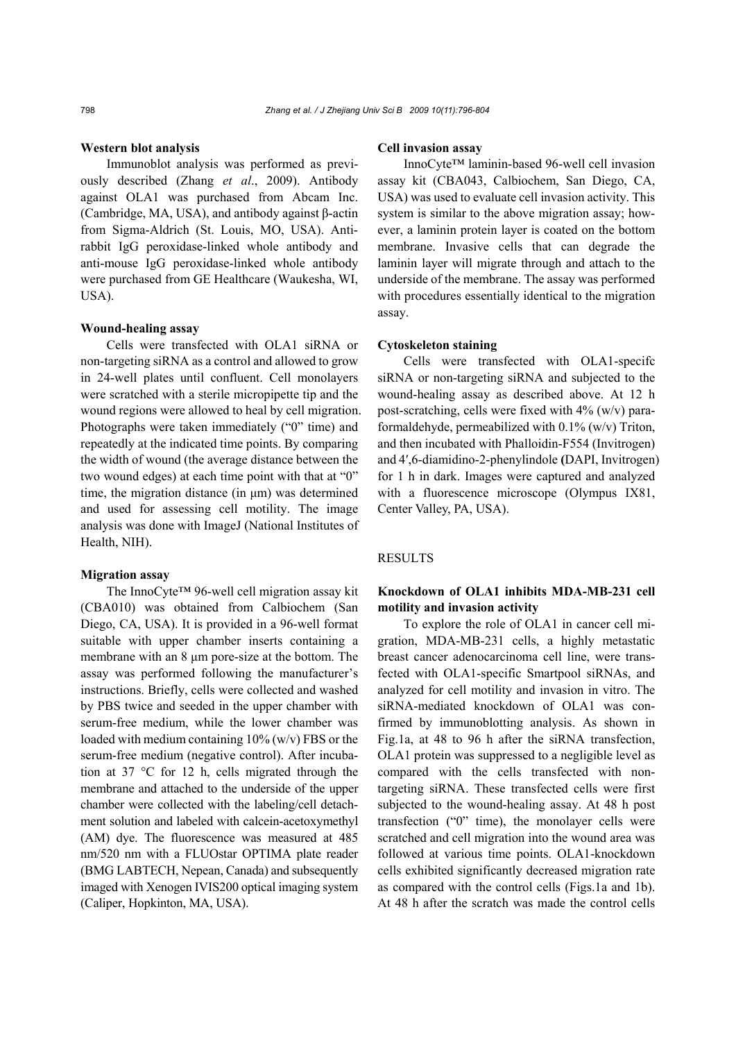### Western blot analysis

Immunoblot analysis was performed as previously described (Zhang *et al*., 2009). Antibody against OLA1 was purchased from Abcam Inc. (Cambridge, MA, USA), and antibody against β-actin from Sigma-Aldrich (St. Louis, MO, USA). Anti-rabbit IgG peroxidase-linked whole antibody and anti-mouse IgG peroxidase-linked whole antibody were purchased from GE Healthcare (Waukesha, WI, USA).

### Wound-healing assay

Cells were transfected with OLA1 siRNA or non-targeting siRNA as a control and allowed to grow in 24-well plates until confluent. Cell monolayers were scratched with a sterile micropipette tip and the wound regions were allowed to heal by cell migration. Photographs were taken immediately ("0" time) and repeatedly at the indicated time points. By comparing the width of wound (the average distance between the two wound edges) at each time point with that at "0" time, the migration distance (in μm) was determined and used for assessing cell motility. The image analysis was done with ImageJ (National Institutes of Health, NIH).

### Migration assay

The InnoCyte™ 96-well cell migration assay kit (CBA010) was obtained from Calbiochem (San Diego, CA, USA). It is provided in a 96-well format suitable with upper chamber inserts containing a membrane with an 8 μm pore-size at the bottom. The assay was performed following the manufacturer's instructions. Briefly, cells were collected and washed by PBS twice and seeded in the upper chamber with serum-free medium, while the lower chamber was loaded with medium containing 10% (w/v) FBS or the serum-free medium (negative control). After incubation at 37 °C for 12 h, cells migrated through the membrane and attached to the underside of the upper chamber were collected with the labeling/cell detachment solution and labeled with calcein-acetoxymethyl (AM) dye. The fluorescence was measured at 485 nm/520 nm with a FLUOstar OPTIMA plate reader (BMG LABTECH, Nepean, Canada) and subsequently imaged with Xenogen IVIS200 optical imaging system (Caliper, Hopkinton, MA, USA).

### Cell invasion assay

InnoCyte™ laminin-based 96-well cell invasion assay kit (CBA043, Calbiochem, San Diego, CA, USA) was used to evaluate cell invasion activity. This system is similar to the above migration assay; however, a laminin protein layer is coated on the bottom membrane. Invasive cells that can degrade the laminin layer will migrate through and attach to the underside of the membrane. The assay was performed with procedures essentially identical to the migration assay.

### Cytoskeleton staining

Cells were transfected with OLA1-specifc siRNA or non-targeting siRNA and subjected to the wound-healing assay as described above. At 12 h post-scratching, cells were fixed with 4% (w/v) paraformaldehyde, permeabilized with 0.1% (w/v) Triton, and then incubated with Phalloidin-F554 (Invitrogen) and 4′,6-diamidino-2-phenylindole (DAPI, Invitrogen) for 1 h in dark. Images were captured and analyzed with a fluorescence microscope (Olympus IX81, Center Valley, PA, USA).

## RESULTS

### Knockdown of OLA1 inhibits MDA-MB-231 cell motility and invasion activity

To explore the role of OLA1 in cancer cell migration, MDA-MB-231 cells, a highly metastatic breast cancer adenocarcinoma cell line, were transfected with OLA1-specific Smartpool siRNAs, and analyzed for cell motility and invasion in vitro. The siRNA-mediated knockdown of OLA1 was confirmed by immunoblotting analysis. As shown in Fig.1a, at 48 to 96 h after the siRNA transfection, OLA1 protein was suppressed to a negligible level as compared with the cells transfected with non-targeting siRNA. These transfected cells were first subjected to the wound-healing assay. At 48 h post transfection ("0" time), the monolayer cells were scratched and cell migration into the wound area was followed at various time points. OLA1-knockdown cells exhibited significantly decreased migration rate as compared with the control cells (Figs.1a and 1b). At 48 h after the scratch was made the control cells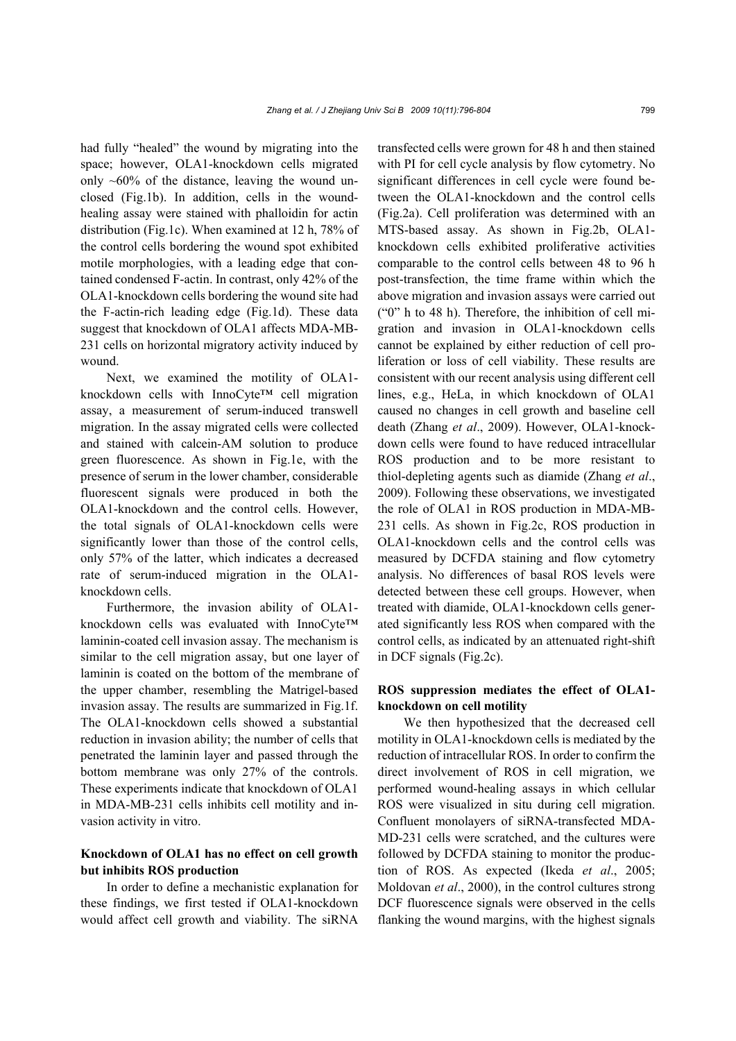had fully "healed" the wound by migrating into the space; however, OLA1-knockdown cells migrated only ~60% of the distance, leaving the wound unclosed (Fig.1b). In addition, cells in the wound-healing assay were stained with phalloidin for actin distribution (Fig.1c). When examined at 12 h, 78% of the control cells bordering the wound spot exhibited motile morphologies, with a leading edge that contained condensed F-actin. In contrast, only 42% of the OLA1-knockdown cells bordering the wound site had the F-actin-rich leading edge (Fig.1d). These data suggest that knockdown of OLA1 affects MDA-MB-231 cells on horizontal migratory activity induced by wound.

Next, we examined the motility of OLA1-knockdown cells with InnoCyte™ cell migration assay, a measurement of serum-induced transwell migration. In the assay migrated cells were collected and stained with calcein-AM solution to produce green fluorescence. As shown in Fig.1e, with the presence of serum in the lower chamber, considerable fluorescent signals were produced in both the OLA1-knockdown and the control cells. However, the total signals of OLA1-knockdown cells were significantly lower than those of the control cells, only 57% of the latter, which indicates a decreased rate of serum-induced migration in the OLA1-knockdown cells.

Furthermore, the invasion ability of OLA1-knockdown cells was evaluated with InnoCyte™ laminin-coated cell invasion assay. The mechanism is similar to the cell migration assay, but one layer of laminin is coated on the bottom of the membrane of the upper chamber, resembling the Matrigel-based invasion assay. The results are summarized in Fig.1f. The OLA1-knockdown cells showed a substantial reduction in invasion ability; the number of cells that penetrated the laminin layer and passed through the bottom membrane was only 27% of the controls. These experiments indicate that knockdown of OLA1 in MDA-MB-231 cells inhibits cell motility and invasion activity in vitro.

### Knockdown of OLA1 has no effect on cell growth but inhibits ROS production

In order to define a mechanistic explanation for these findings, we first tested if OLA1-knockdown would affect cell growth and viability. The siRNA transfected cells were grown for 48 h and then stained with PI for cell cycle analysis by flow cytometry. No significant differences in cell cycle were found between the OLA1-knockdown and the control cells (Fig.2a). Cell proliferation was determined with an MTS-based assay. As shown in Fig.2b, OLA1-knockdown cells exhibited proliferative activities comparable to the control cells between 48 to 96 h post-transfection, the time frame within which the above migration and invasion assays were carried out ("0" h to 48 h). Therefore, the inhibition of cell migration and invasion in OLA1-knockdown cells cannot be explained by either reduction of cell proliferation or loss of cell viability. These results are consistent with our recent analysis using different cell lines, e.g., HeLa, in which knockdown of OLA1 caused no changes in cell growth and baseline cell death (Zhang *et al*., 2009). However, OLA1-knockdown cells were found to have reduced intracellular ROS production and to be more resistant to thiol-depleting agents such as diamide (Zhang *et al*., 2009). Following these observations, we investigated the role of OLA1 in ROS production in MDA-MB-231 cells. As shown in Fig.2c, ROS production in OLA1-knockdown cells and the control cells was measured by DCFDA staining and flow cytometry analysis. No differences of basal ROS levels were detected between these cell groups. However, when treated with diamide, OLA1-knockdown cells generated significantly less ROS when compared with the control cells, as indicated by an attenuated right-shift in DCF signals (Fig.2c).

### ROS suppression mediates the effect of OLA1-knockdown on cell motility

We then hypothesized that the decreased cell motility in OLA1-knockdown cells is mediated by the reduction of intracellular ROS. In order to confirm the direct involvement of ROS in cell migration, we performed wound-healing assays in which cellular ROS were visualized in situ during cell migration. Confluent monolayers of siRNA-transfected MDA-MD-231 cells were scratched, and the cultures were followed by DCFDA staining to monitor the production of ROS. As expected (Ikeda *et al*., 2005; Moldovan *et al*., 2000), in the control cultures strong DCF fluorescence signals were observed in the cells flanking the wound margins, with the highest signals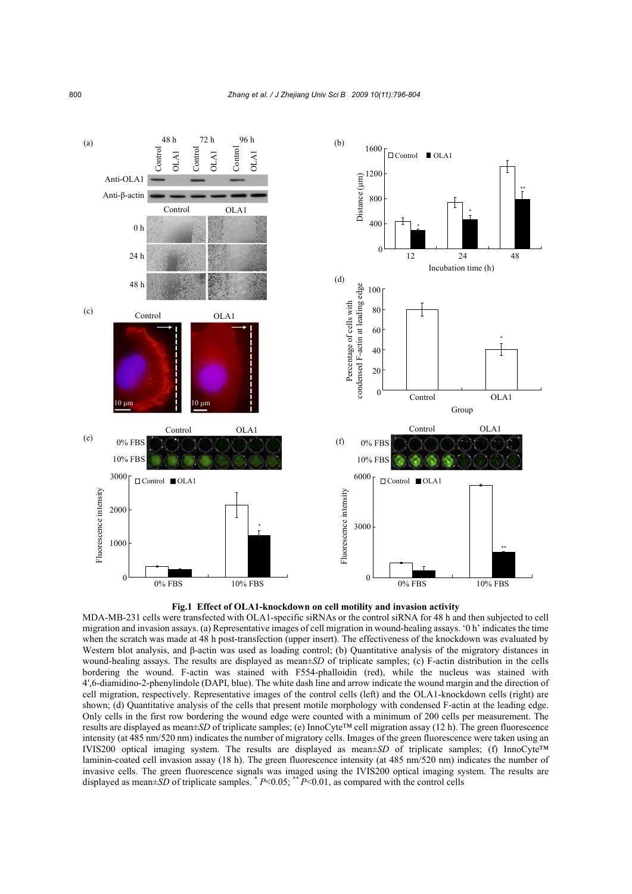**Fig.1 Effect of OLA1-knockdown on cell motility and invasion activity**

MDA-MB-231 cells were transfected with OLA1-specific siRNAs or the control siRNA for 48 h and then subjected to cell migration and invasion assays. (a) Representative images of cell migration in wound-healing assays. '0 h' indicates the time when the scratch was made at 48 h post-transfection (upper insert). The effectiveness of the knockdown was evaluated by Western blot analysis, and β-actin was used as loading control; (b) Quantitative analysis of the migratory distances in wound-healing assays. The results are displayed as mean±*SD* of triplicate samples; (c) F-actin distribution in the cells bordering the wound. F-actin was stained with F554-phalloidin (red), while the nucleus was stained with 4′,6-diamidino-2-phenylindole (DAPI, blue). The white dash line and arrow indicate the wound margin and the direction of cell migration, respectively. Representative images of the control cells (left) and the OLA1-knockdown cells (right) are shown; (d) Quantitative analysis of the cells that present motile morphology with condensed F-actin at the leading edge. Only cells in the first row bordering the wound edge were counted with a minimum of 200 cells per measurement. The results are displayed as mean±*SD* of triplicate samples; (e) InnoCyte™ cell migration assay (12 h). The green fluorescence intensity (at 485 nm/520 nm) indicates the number of migratory cells. Images of the green fluorescence were taken using an IVIS200 optical imaging system. The results are displayed as mean±*SD* of triplicate samples; (f) InnoCyte™ laminin-coated cell invasion assay (18 h). The green fluorescence intensity (at 485 nm/520 nm) indicates the number of invasive cells. The green fluorescence signals was imaged using the IVIS200 optical imaging system. The results are displayed as mean±*SD* of triplicate samples. * $P<0.05$; ** $P<0.01$, as compared with the control cells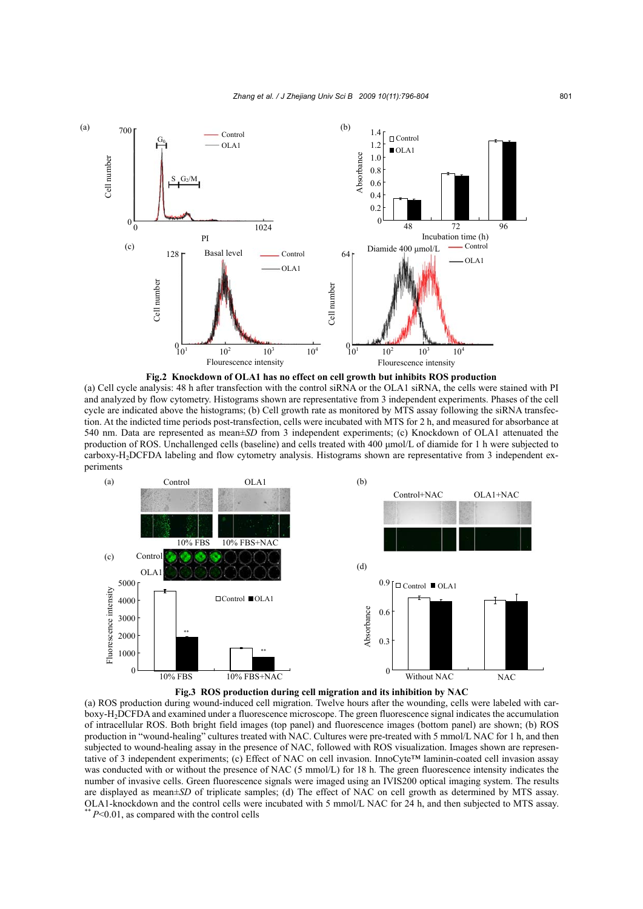**Fig.2 Knockdown of OLA1 has no effect on cell growth but inhibits ROS production**

(a) Cell cycle analysis: 48 h after transfection with the control siRNA or the OLA1 siRNA, the cells were stained with PI and analyzed by flow cytometry. Histograms shown are representative from 3 independent experiments. Phases of the cell cycle are indicated above the histograms; (b) Cell growth rate as monitored by MTS assay following the siRNA transfection. At the indicted time periods post-transfection, cells were incubated with MTS for 2 h, and measured for absorbance at 540 nm. Data are represented as mean±*SD* from 3 independent experiments; (c) Knockdown of OLA1 attenuated the production of ROS. Unchallenged cells (baseline) and cells treated with 400 μmol/L of diamide for 1 h were subjected to carboxy-$H_2$DCFDA labeling and flow cytometry analysis. Histograms shown are representative from 3 independent experiments

**Fig.3 ROS production during cell migration and its inhibition by NAC**

(a) ROS production during wound-induced cell migration. Twelve hours after the wounding, cells were labeled with carboxy-$H_2$DCFDA and examined under a fluorescence microscope. The green fluorescence signal indicates the accumulation of intracellular ROS. Both bright field images (top panel) and fluorescence images (bottom panel) are shown; (b) ROS production in "wound-healing" cultures treated with NAC. Cultures were pre-treated with 5 mmol/L NAC for 1 h, and then subjected to wound-healing assay in the presence of NAC, followed with ROS visualization. Images shown are representative of 3 independent experiments; (c) Effect of NAC on cell invasion. InnoCyte™ laminin-coated cell invasion assay was conducted with or without the presence of NAC (5 mmol/L) for 18 h. The green fluorescence intensity indicates the number of invasive cells. Green fluorescence signals were imaged using an IVIS200 optical imaging system. The results are displayed as mean±*SD* of triplicate samples; (d) The effect of NAC on cell growth as determined by MTS assay. OLA1-knockdown and the control cells were incubated with 5 mmol/L NAC for 24 h, and then subjected to MTS assay. ** $P<0.01$, as compared with the control cells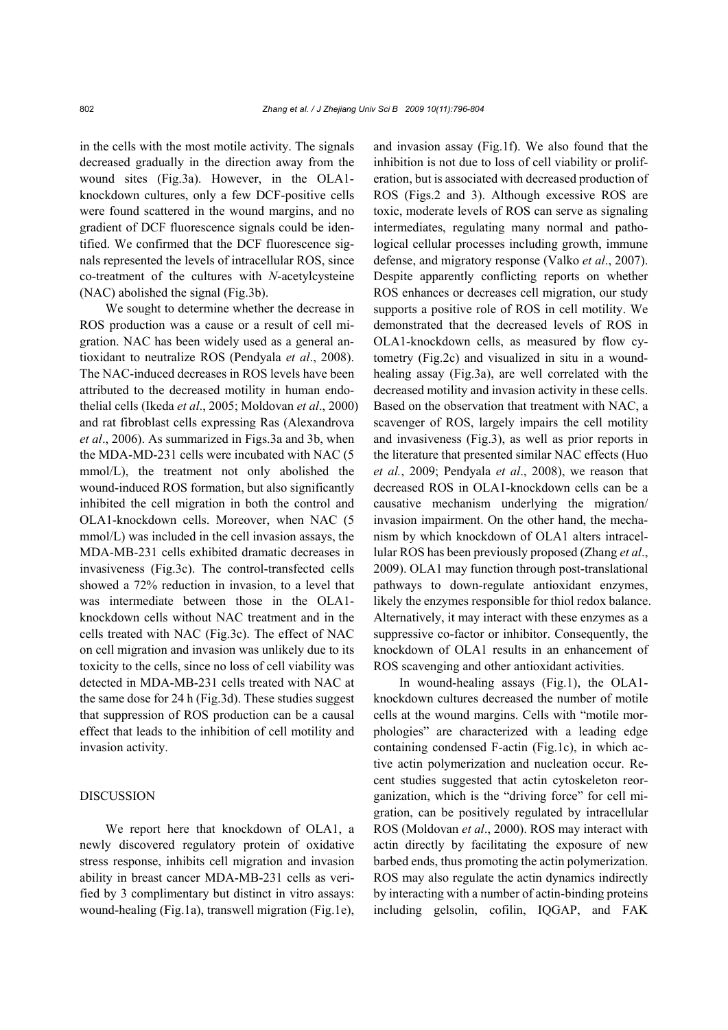in the cells with the most motile activity. The signals decreased gradually in the direction away from the wound sites (Fig.3a). However, in the OLA1-knockdown cultures, only a few DCF-positive cells were found scattered in the wound margins, and no gradient of DCF fluorescence signals could be identified. We confirmed that the DCF fluorescence signals represented the levels of intracellular ROS, since co-treatment of the cultures with *N*-acetylcysteine (NAC) abolished the signal (Fig.3b).

We sought to determine whether the decrease in ROS production was a cause or a result of cell migration. NAC has been widely used as a general antioxidant to neutralize ROS (Pendyala *et al*., 2008). The NAC-induced decreases in ROS levels have been attributed to the decreased motility in human endothelial cells (Ikeda *et al*., 2005; Moldovan *et al*., 2000) and rat fibroblast cells expressing Ras (Alexandrova *et al*., 2006). As summarized in Figs.3a and 3b, when the MDA-MD-231 cells were incubated with NAC (5 mmol/L), the treatment not only abolished the wound-induced ROS formation, but also significantly inhibited the cell migration in both the control and OLA1-knockdown cells. Moreover, when NAC (5 mmol/L) was included in the cell invasion assays, the MDA-MB-231 cells exhibited dramatic decreases in invasiveness (Fig.3c). The control-transfected cells showed a 72% reduction in invasion, to a level that was intermediate between those in the OLA1-knockdown cells without NAC treatment and in the cells treated with NAC (Fig.3c). The effect of NAC on cell migration and invasion was unlikely due to its toxicity to the cells, since no loss of cell viability was detected in MDA-MB-231 cells treated with NAC at the same dose for 24 h (Fig.3d). These studies suggest that suppression of ROS production can be a causal effect that leads to the inhibition of cell motility and invasion activity.

## DISCUSSION

We report here that knockdown of OLA1, a newly discovered regulatory protein of oxidative stress response, inhibits cell migration and invasion ability in breast cancer MDA-MB-231 cells as verified by 3 complimentary but distinct in vitro assays: wound-healing (Fig.1a), transwell migration (Fig.1e), and invasion assay (Fig.1f). We also found that the inhibition is not due to loss of cell viability or proliferation, but is associated with decreased production of ROS (Figs.2 and 3). Although excessive ROS are toxic, moderate levels of ROS can serve as signaling intermediates, regulating many normal and pathological cellular processes including growth, immune defense, and migratory response (Valko *et al*., 2007). Despite apparently conflicting reports on whether ROS enhances or decreases cell migration, our study supports a positive role of ROS in cell motility. We demonstrated that the decreased levels of ROS in OLA1-knockdown cells, as measured by flow cytometry (Fig.2c) and visualized in situ in a wound-healing assay (Fig.3a), are well correlated with the decreased motility and invasion activity in these cells. Based on the observation that treatment with NAC, a scavenger of ROS, largely impairs the cell motility and invasiveness (Fig.3), as well as prior reports in the literature that presented similar NAC effects (Huo *et al.*, 2009; Pendyala *et al*., 2008), we reason that decreased ROS in OLA1-knockdown cells can be a causative mechanism underlying the migration/invasion impairment. On the other hand, the mechanism by which knockdown of OLA1 alters intracellular ROS has been previously proposed (Zhang *et al*., 2009). OLA1 may function through post-translational pathways to down-regulate antioxidant enzymes, likely the enzymes responsible for thiol redox balance. Alternatively, it may interact with these enzymes as a suppressive co-factor or inhibitor. Consequently, the knockdown of OLA1 results in an enhancement of ROS scavenging and other antioxidant activities.

In wound-healing assays (Fig.1), the OLA1-knockdown cultures decreased the number of motile cells at the wound margins. Cells with "motile morphologies" are characterized with a leading edge containing condensed F-actin (Fig.1c), in which active actin polymerization and nucleation occur. Recent studies suggested that actin cytoskeleton reorganization, which is the "driving force" for cell migration, can be positively regulated by intracellular ROS (Moldovan *et al*., 2000). ROS may interact with actin directly by facilitating the exposure of new barbed ends, thus promoting the actin polymerization. ROS may also regulate the actin dynamics indirectly by interacting with a number of actin-binding proteins including gelsolin, cofilin, IQGAP, and FAK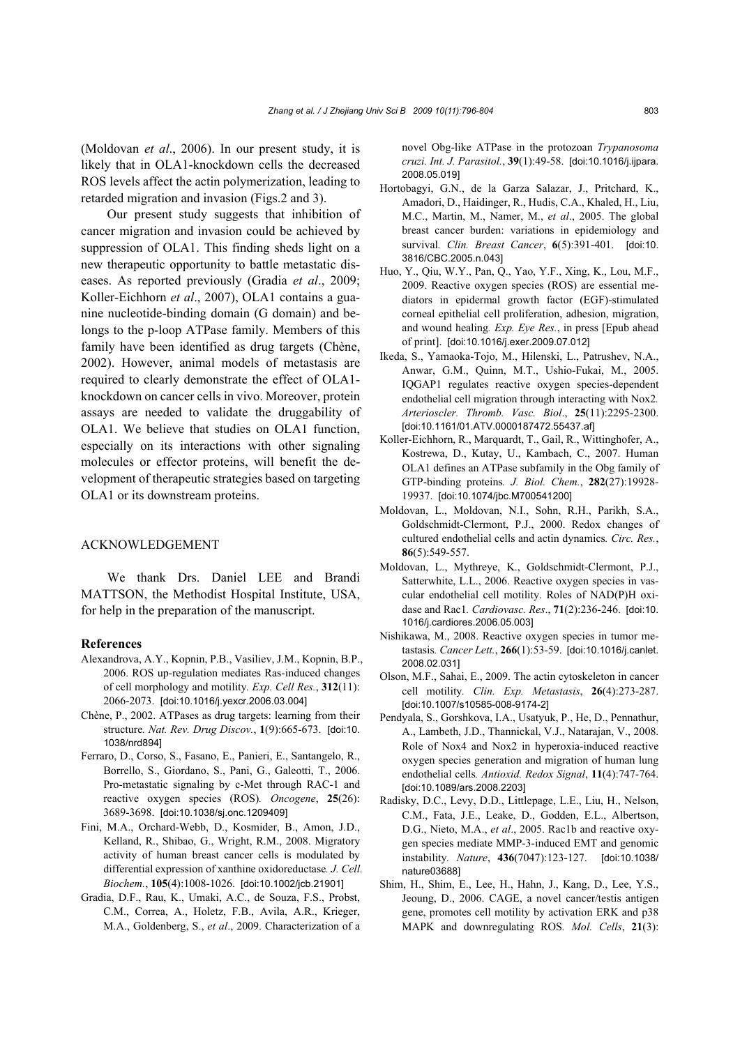(Moldovan *et al*., 2006). In our present study, it is likely that in OLA1-knockdown cells the decreased ROS levels affect the actin polymerization, leading to retarded migration and invasion (Figs.2 and 3).

Our present study suggests that inhibition of cancer migration and invasion could be achieved by suppression of OLA1. This finding sheds light on a new therapeutic opportunity to battle metastatic diseases. As reported previously (Gradia *et al*., 2009; Koller-Eichhorn *et al*., 2007), OLA1 contains a guanine nucleotide-binding domain (G domain) and belongs to the p-loop ATPase family. Members of this family have been identified as drug targets (Chène, 2002). However, animal models of metastasis are required to clearly demonstrate the effect of OLA1-knockdown on cancer cells in vivo. Moreover, protein assays are needed to validate the druggability of OLA1. We believe that studies on OLA1 function, especially on its interactions with other signaling molecules or effector proteins, will benefit the development of therapeutic strategies based on targeting OLA1 or its downstream proteins.

## ACKNOWLEDGEMENT

We thank Drs. Daniel LEE and Brandi MATTSON, the Methodist Hospital Institute, USA, for help in the preparation of the manuscript.

### References

Alexandrova, A.Y., Kopnin, P.B., Vasiliev, J.M., Kopnin, B.P., 2006. ROS up-regulation mediates Ras-induced changes of cell morphology and motility. *Exp. Cell Res.*, **312**(11): 2066-2073. [doi:10.1016/j.yexcr.2006.03.004]

Chène, P., 2002. ATPases as drug targets: learning from their structure. *Nat. Rev. Drug Discov.*, **1**(9):665-673. [doi:10.1038/nrd894]

Ferraro, D., Corso, S., Fasano, E., Panieri, E., Santangelo, R., Borrello, S., Giordano, S., Pani, G., Galeotti, T., 2006. Pro-metastatic signaling by c-Met through RAC-1 and reactive oxygen species (ROS). *Oncogene*, **25**(26): 3689-3698. [doi:10.1038/sj.onc.1209409]

Fini, M.A., Orchard-Webb, D., Kosmider, B., Amon, J.D., Kelland, R., Shibao, G., Wright, R.M., 2008. Migratory activity of human breast cancer cells is modulated by differential expression of xanthine oxidoreductase. *J. Cell. Biochem.*, **105**(4):1008-1026. [doi:10.1002/jcb.21901]

Gradia, D.F., Rau, K., Umaki, A.C., de Souza, F.S., Probst, C.M., Correa, A., Holetz, F.B., Avila, A.R., Krieger, M.A., Goldenberg, S., *et al*., 2009. Characterization of a novel Obg-like ATPase in the protozoan *Trypanosoma cruzi. Int. J. Parasitol.*, **39**(1):49-58. [doi:10.1016/j.ijpara.2008.05.019]

Hortobagyi, G.N., de la Garza Salazar, J., Pritchard, K., Amadori, D., Haidinger, R., Hudis, C.A., Khaled, H., Liu, M.C., Martin, M., Namer, M., *et al*., 2005. The global breast cancer burden: variations in epidemiology and survival. *Clin. Breast Cancer*, **6**(5):391-401. [doi:10.3816/CBC.2005.n.043]

Huo, Y., Qiu, W.Y., Pan, Q., Yao, Y.F., Xing, K., Lou, M.F., 2009. Reactive oxygen species (ROS) are essential mediators in epidermal growth factor (EGF)-stimulated corneal epithelial cell proliferation, adhesion, migration, and wound healing. *Exp. Eye Res.*, in press [Epub ahead of print]. [doi:10.1016/j.exer.2009.07.012]

Ikeda, S., Yamaoka-Tojo, M., Hilenski, L., Patrushev, N.A., Anwar, G.M., Quinn, M.T., Ushio-Fukai, M., 2005. IQGAP1 regulates reactive oxygen species-dependent endothelial cell migration through interacting with Nox2. *Arterioscler. Thromb. Vasc. Biol*., **25**(11):2295-2300. [doi:10.1161/01.ATV.0000187472.55437.af]

Koller-Eichhorn, R., Marquardt, T., Gail, R., Wittinghofer, A., Kostrewa, D., Kutay, U., Kambach, C., 2007. Human OLA1 defines an ATPase subfamily in the Obg family of GTP-binding proteins. *J. Biol. Chem.*, **282**(27):19928-19937. [doi:10.1074/jbc.M700541200]

Moldovan, L., Moldovan, N.I., Sohn, R.H., Parikh, S.A., Goldschmidt-Clermont, P.J., 2000. Redox changes of cultured endothelial cells and actin dynamics. *Circ. Res.*, **86**(5):549-557.

Moldovan, L., Mythreye, K., Goldschmidt-Clermont, P.J., Satterwhite, L.L., 2006. Reactive oxygen species in vascular endothelial cell motility. Roles of NAD(P)H oxidase and Rac1. *Cardiovasc. Res*., **71**(2):236-246. [doi:10.1016/j.cardiores.2006.05.003]

Nishikawa, M., 2008. Reactive oxygen species in tumor metastasis. *Cancer Lett.*, **266**(1):53-59. [doi:10.1016/j.canlet.2008.02.031]

Olson, M.F., Sahai, E., 2009. The actin cytoskeleton in cancer cell motility. *Clin. Exp. Metastasis*, **26**(4):273-287. [doi:10.1007/s10585-008-9174-2]

Pendyala, S., Gorshkova, I.A., Usatyuk, P., He, D., Pennathur, A., Lambeth, J.D., Thannickal, V.J., Natarajan, V., 2008. Role of Nox4 and Nox2 in hyperoxia-induced reactive oxygen species generation and migration of human lung endothelial cells. *Antioxid. Redox Signal*, **11**(4):747-764. [doi:10.1089/ars.2008.2203]

Radisky, D.C., Levy, D.D., Littlepage, L.E., Liu, H., Nelson, C.M., Fata, J.E., Leake, D., Godden, E.L., Albertson, D.G., Nieto, M.A., *et al*., 2005. Rac1b and reactive oxygen species mediate MMP-3-induced EMT and genomic instability. *Nature*, **436**(7047):123-127. [doi:10.1038/nature03688]

Shim, H., Shim, E., Lee, H., Hahn, J., Kang, D., Lee, Y.S., Jeoung, D., 2006. CAGE, a novel cancer/testis antigen gene, promotes cell motility by activation ERK and p38 MAPK and downregulating ROS. *Mol. Cells*, **21**(3):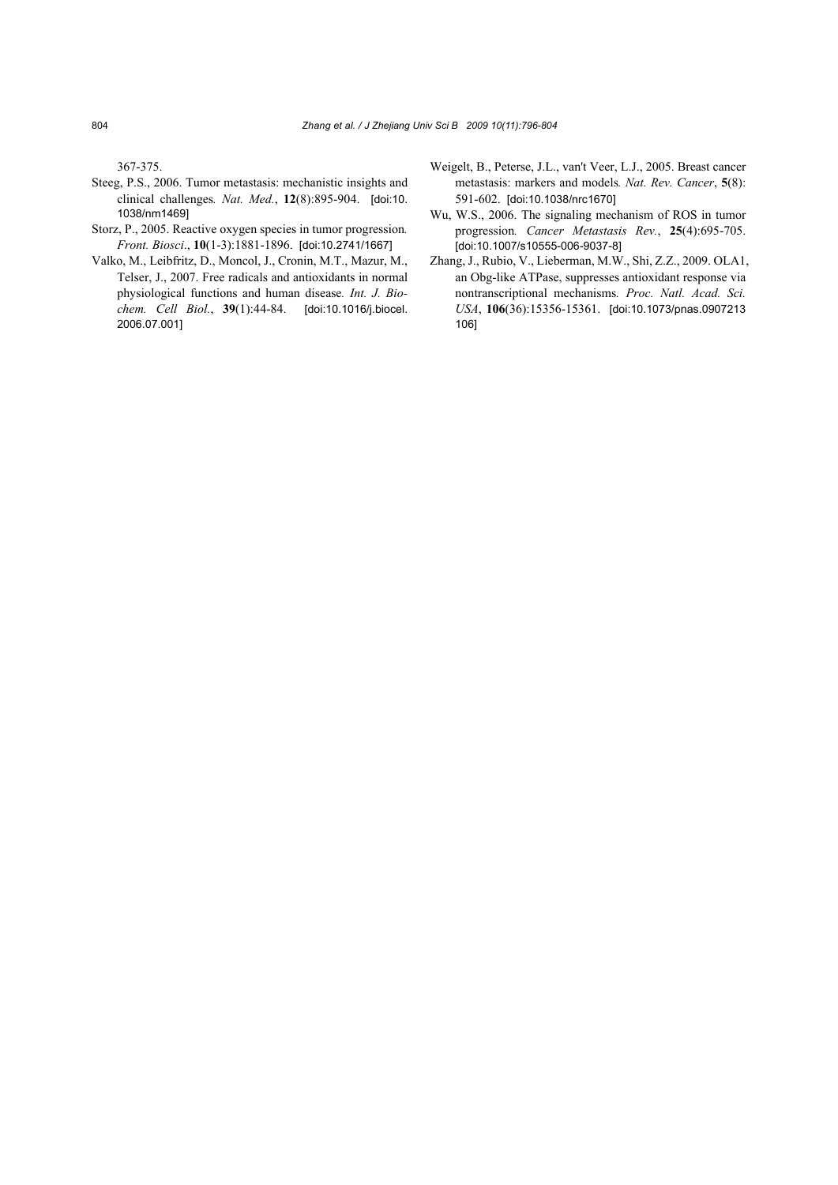367-375.

Steeg, P.S., 2006. Tumor metastasis: mechanistic insights and clinical challenges. *Nat. Med.*, **12**(8):895-904. [doi:10.1038/nm1469]

Storz, P., 2005. Reactive oxygen species in tumor progression. *Front. Biosci.*, **10**(1-3):1881-1896. [doi:10.2741/1667]

Valko, M., Leibfritz, D., Moncol, J., Cronin, M.T., Mazur, M., Telser, J., 2007. Free radicals and antioxidants in normal physiological functions and human disease. *Int. J. Biochem. Cell Biol.*, **39**(1):44-84. [doi:10.1016/j.biocel.2006.07.001]

Weigelt, B., Peterse, J.L., van't Veer, L.J., 2005. Breast cancer metastasis: markers and models. *Nat. Rev. Cancer*, **5**(8):591-602. [doi:10.1038/nrc1670]

Wu, W.S., 2006. The signaling mechanism of ROS in tumor progression. *Cancer Metastasis Rev.*, **25**(4):695-705. [doi:10.1007/s10555-006-9037-8]

Zhang, J., Rubio, V., Lieberman, M.W., Shi, Z.Z., 2009. OLA1, an Obg-like ATPase, suppresses antioxidant response via nontranscriptional mechanisms. *Proc. Natl. Acad. Sci. USA*, **106**(36):15356-15361. [doi:10.1073/pnas.0907213106]